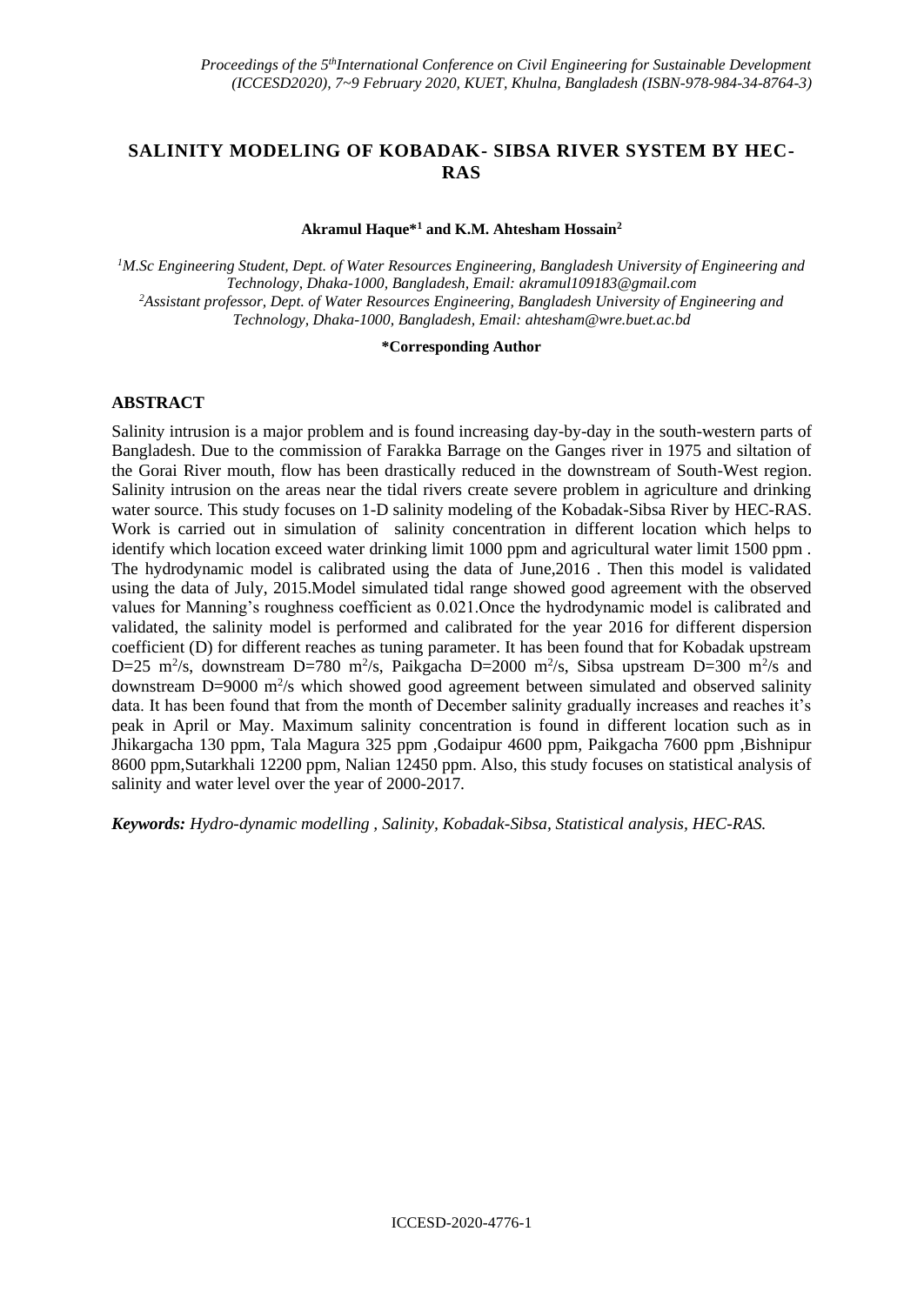# SALINITY MODELING OF KOBADAK- SIBSA RIVER SYSTEM BY HEC-RAS

**Akramul Haque*[1] and K.M. Ahtesham Hossain[2]**

[1]*M.Sc Engineering Student, Dept. of Water Resources Engineering, Bangladesh University of Engineering and Technology, Dhaka-1000, Bangladesh, Email: akramul109183@gmail.com*
[2]*Assistant professor, Dept. of Water Resources Engineering, Bangladesh University of Engineering and Technology, Dhaka-1000, Bangladesh, Email: ahtesham@wre.buet.ac.bd*

**\*Corresponding Author**

## ABSTRACT

Salinity intrusion is a major problem and is found increasing day-by-day in the south-western parts of Bangladesh. Due to the commission of Farakka Barrage on the Ganges river in 1975 and siltation of the Gorai River mouth, flow has been drastically reduced in the downstream of South-West region. Salinity intrusion on the areas near the tidal rivers create severe problem in agriculture and drinking water source. This study focuses on 1-D salinity modeling of the Kobadak-Sibsa River by HEC-RAS. Work is carried out in simulation of salinity concentration in different location which helps to identify which location exceed water drinking limit 1000 ppm and agricultural water limit 1500 ppm . The hydrodynamic model is calibrated using the data of June,2016 . Then this model is validated using the data of July, 2015.Model simulated tidal range showed good agreement with the observed values for Manning's roughness coefficient as 0.021.Once the hydrodynamic model is calibrated and validated, the salinity model is performed and calibrated for the year 2016 for different dispersion coefficient (D) for different reaches as tuning parameter. It has been found that for Kobadak upstream D=25 $m^2/s$, downstream D=780 $m^2/s$, Paikgacha D=2000 $m^2/s$, Sibsa upstream D=300 $m^2/s$ and downstream D=9000 $m^2/s$ which showed good agreement between simulated and observed salinity data. It has been found that from the month of December salinity gradually increases and reaches it's peak in April or May. Maximum salinity concentration is found in different location such as in Jhikargacha 130 ppm, Tala Magura 325 ppm ,Godaipur 4600 ppm, Paikgacha 7600 ppm ,Bishnipur 8600 ppm,Sutarkhali 12200 ppm, Nalian 12450 ppm. Also, this study focuses on statistical analysis of salinity and water level over the year of 2000-2017.

***Keywords:*** *Hydro-dynamic modelling , Salinity, Kobadak-Sibsa, Statistical analysis, HEC-RAS.*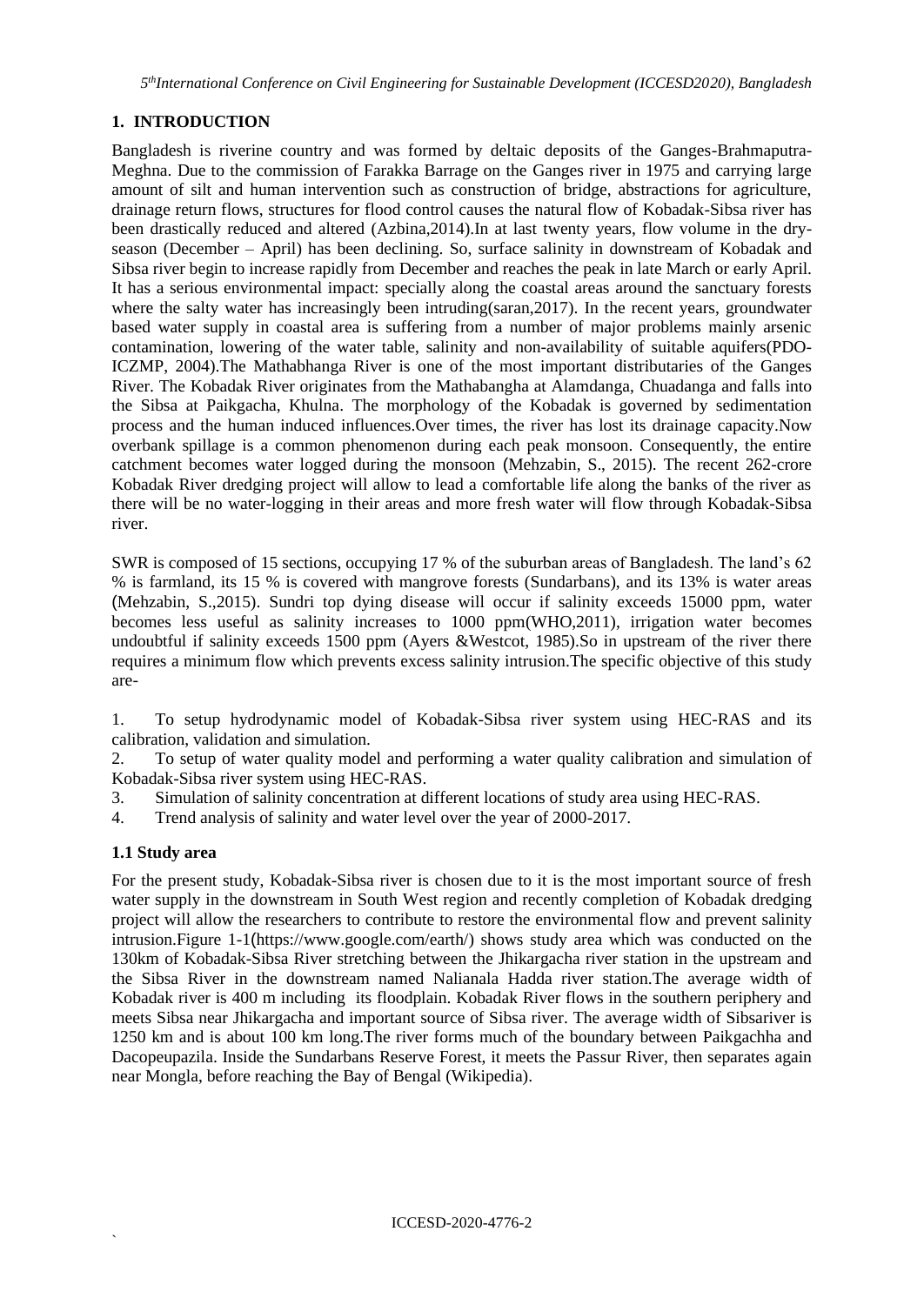## 1. INTRODUCTION

Bangladesh is riverine country and was formed by deltaic deposits of the Ganges-Brahmaputra-Meghna. Due to the commission of Farakka Barrage on the Ganges river in 1975 and carrying large amount of silt and human intervention such as construction of bridge, abstractions for agriculture, drainage return flows, structures for flood control causes the natural flow of Kobadak-Sibsa river has been drastically reduced and altered (Azbina,2014).In at last twenty years, flow volume in the dry-season (December – April) has been declining. So, surface salinity in downstream of Kobadak and Sibsa river begin to increase rapidly from December and reaches the peak in late March or early April. It has a serious environmental impact: specially along the coastal areas around the sanctuary forests where the salty water has increasingly been intruding(saran,2017). In the recent years, groundwater based water supply in coastal area is suffering from a number of major problems mainly arsenic contamination, lowering of the water table, salinity and non-availability of suitable aquifers(PDO-ICZMP, 2004).The Mathabhanga River is one of the most important distributaries of the Ganges River. The Kobadak River originates from the Mathabangha at Alamdanga, Chuadanga and falls into the Sibsa at Paikgacha, Khulna. The morphology of the Kobadak is governed by sedimentation process and the human induced influences.Over times, the river has lost its drainage capacity.Now overbank spillage is a common phenomenon during each peak monsoon. Consequently, the entire catchment becomes water logged during the monsoon (Mehzabin, S., 2015). The recent 262-crore Kobadak River dredging project will allow to lead a comfortable life along the banks of the river as there will be no water-logging in their areas and more fresh water will flow through Kobadak-Sibsa river.

SWR is composed of 15 sections, occupying 17 % of the suburban areas of Bangladesh. The land's 62 % is farmland, its 15 % is covered with mangrove forests (Sundarbans), and its 13% is water areas (Mehzabin, S.,2015). Sundri top dying disease will occur if salinity exceeds 15000 ppm, water becomes less useful as salinity increases to 1000 ppm(WHO,2011), irrigation water becomes undoubtful if salinity exceeds 1500 ppm (Ayers &Westcot, 1985).So in upstream of the river there requires a minimum flow which prevents excess salinity intrusion.The specific objective of this study are-

1. To setup hydrodynamic model of Kobadak-Sibsa river system using HEC-RAS and its calibration, validation and simulation.
2. To setup of water quality model and performing a water quality calibration and simulation of Kobadak-Sibsa river system using HEC-RAS.
3. Simulation of salinity concentration at different locations of study area using HEC-RAS.
4. Trend analysis of salinity and water level over the year of 2000-2017.

### 1.1 Study area

For the present study, Kobadak-Sibsa river is chosen due to it is the most important source of fresh water supply in the downstream in South West region and recently completion of Kobadak dredging project will allow the researchers to contribute to restore the environmental flow and prevent salinity intrusion.Figure 1-1(https://www.google.com/earth/) shows study area which was conducted on the 130km of Kobadak-Sibsa River stretching between the Jhikargacha river station in the upstream and the Sibsa River in the downstream named Nalianala Hadda river station.The average width of Kobadak river is 400 m including its floodplain. Kobadak River flows in the southern periphery and meets Sibsa near Jhikargacha and important source of Sibsa river. The average width of Sibsariver is 1250 km and is about 100 km long.The river forms much of the boundary between Paikgachha and Dacopeupazila. Inside the Sundarbans Reserve Forest, it meets the Passur River, then separates again near Mongla, before reaching the Bay of Bengal (Wikipedia).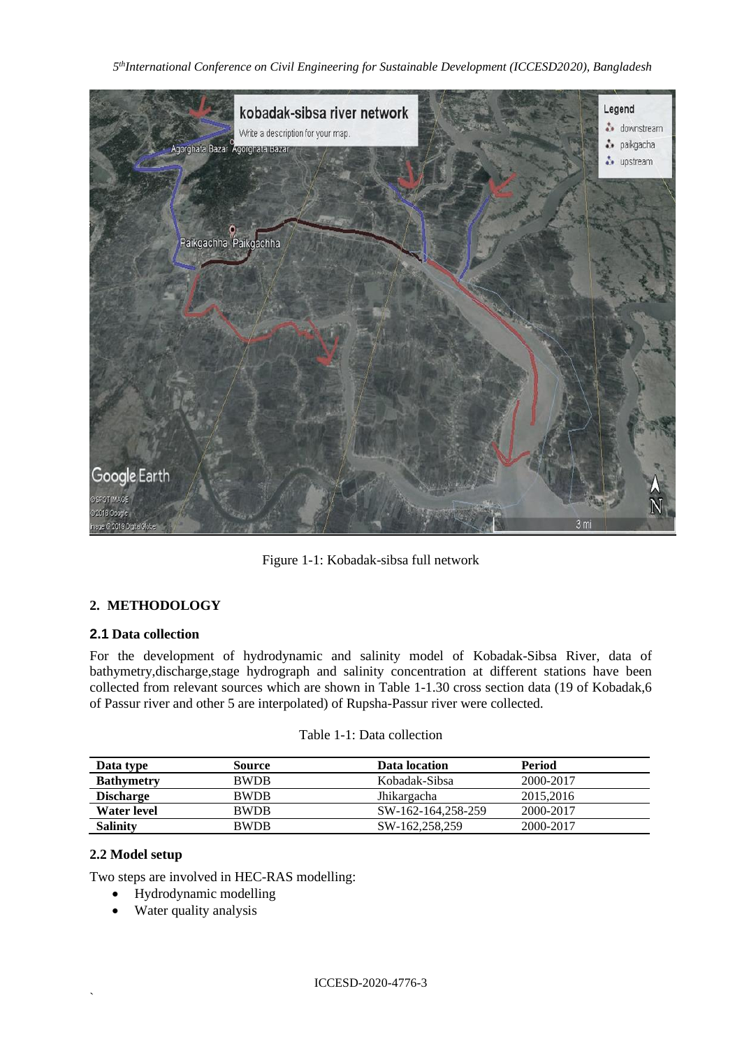Figure 1-1: Kobadak-sibsa full network

## 2. METHODOLOGY

### 2.1 Data collection

For the development of hydrodynamic and salinity model of Kobadak-Sibsa River, data of bathymetry,discharge,stage hydrograph and salinity concentration at different stations have been collected from relevant sources which are shown in Table 1-1.30 cross section data (19 of Kobadak,6 of Passur river and other 5 are interpolated) of Rupsha-Passur river were collected.

Table 1-1: Data collection

| Data type | Source | Data location | Period |
|---|---|---|---|
| **Bathymetry** | BWDB | Kobadak-Sibsa | 2000-2017 |
| **Discharge** | BWDB | Jhikargacha | 2015,2016 |
| **Water level** | BWDB | SW-162-164,258-259 | 2000-2017 |
| **Salinity** | BWDB | SW-162,258,259 | 2000-2017 |

### 2.2 Model setup

Two steps are involved in HEC-RAS modelling:

- Hydrodynamic modelling
- Water quality analysis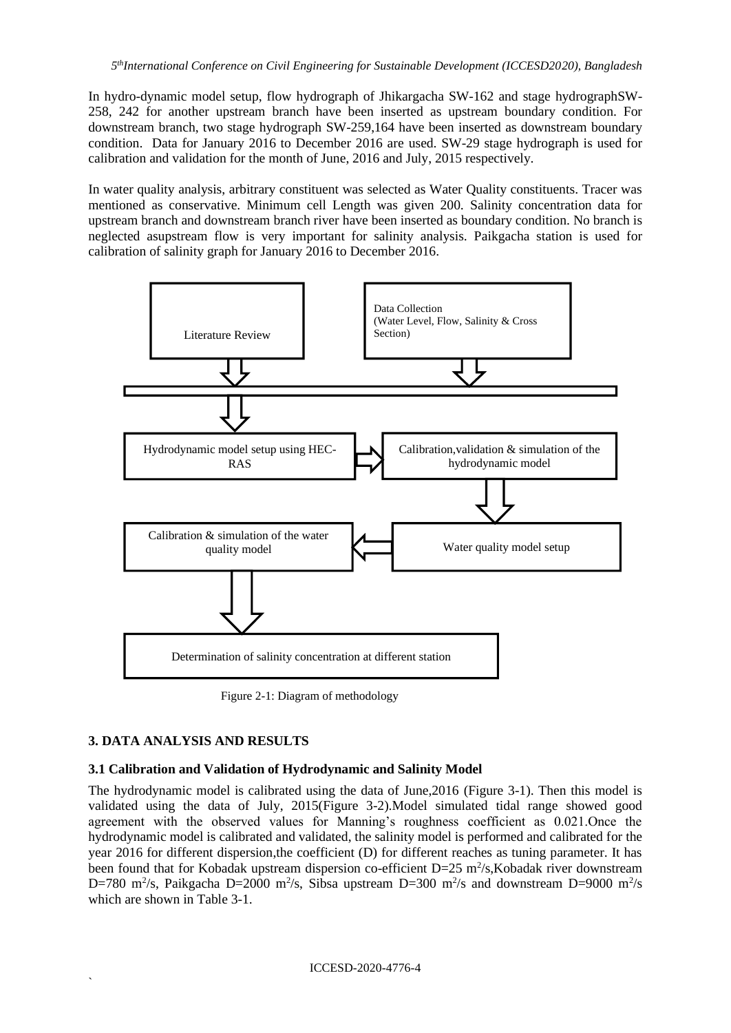In hydro-dynamic model setup, flow hydrograph of Jhikargacha SW-162 and stage hydrographSW-258, 242 for another upstream branch have been inserted as upstream boundary condition. For downstream branch, two stage hydrograph SW-259,164 have been inserted as downstream boundary condition. Data for January 2016 to December 2016 are used. SW-29 stage hydrograph is used for calibration and validation for the month of June, 2016 and July, 2015 respectively.

In water quality analysis, arbitrary constituent was selected as Water Quality constituents. Tracer was mentioned as conservative. Minimum cell Length was given 200. Salinity concentration data for upstream branch and downstream branch river have been inserted as boundary condition. No branch is neglected asupstream flow is very important for salinity analysis. Paikgacha station is used for calibration of salinity graph for January 2016 to December 2016.

Literature Review

Data Collection
(Water Level, Flow, Salinity & Cross Section)

Hydrodynamic model setup using HEC-RAS

Calibration,validation & simulation of the hydrodynamic model

Water quality model setup

Calibration & simulation of the water quality model

Determination of salinity concentration at different station

Figure 2-1: Diagram of methodology

## 3. DATA ANALYSIS AND RESULTS

### 3.1 Calibration and Validation of Hydrodynamic and Salinity Model

The hydrodynamic model is calibrated using the data of June,2016 (Figure 3-1). Then this model is validated using the data of July, 2015(Figure 3-2).Model simulated tidal range showed good agreement with the observed values for Manning's roughness coefficient as 0.021.Once the hydrodynamic model is calibrated and validated, the salinity model is performed and calibrated for the year 2016 for different dispersion,the coefficient (D) for different reaches as tuning parameter. It has been found that for Kobadak upstream dispersion co-efficient D=25 $m^2/s$,Kobadak river downstream D=780 $m^2/s$, Paikgacha D=2000 $m^2/s$, Sibsa upstream D=300 $m^2/s$ and downstream D=9000 $m^2/s$ which are shown in Table 3-1.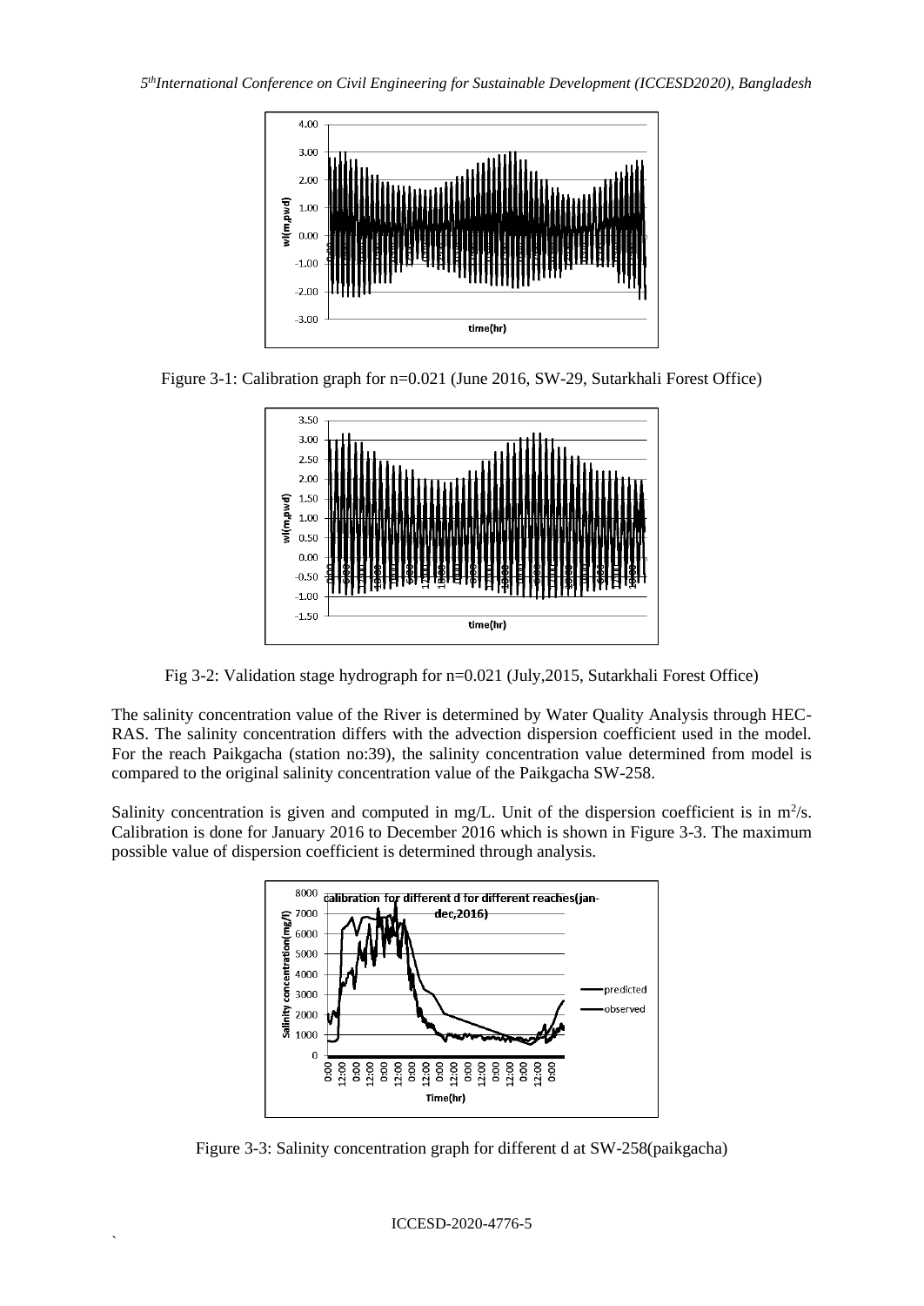Figure 3-1: Calibration graph for n=0.021 (June 2016, SW-29, Sutarkhali Forest Office)

Fig 3-2: Validation stage hydrograph for n=0.021 (July,2015, Sutarkhali Forest Office)

The salinity concentration value of the River is determined by Water Quality Analysis through HEC-RAS. The salinity concentration differs with the advection dispersion coefficient used in the model. For the reach Paikgacha (station no:39), the salinity concentration value determined from model is compared to the original salinity concentration value of the Paikgacha SW-258.

Salinity concentration is given and computed in mg/L. Unit of the dispersion coefficient is in $m^2/s$. Calibration is done for January 2016 to December 2016 which is shown in Figure 3-3. The maximum possible value of dispersion coefficient is determined through analysis.

Figure 3-3: Salinity concentration graph for different d at SW-258(paikgacha)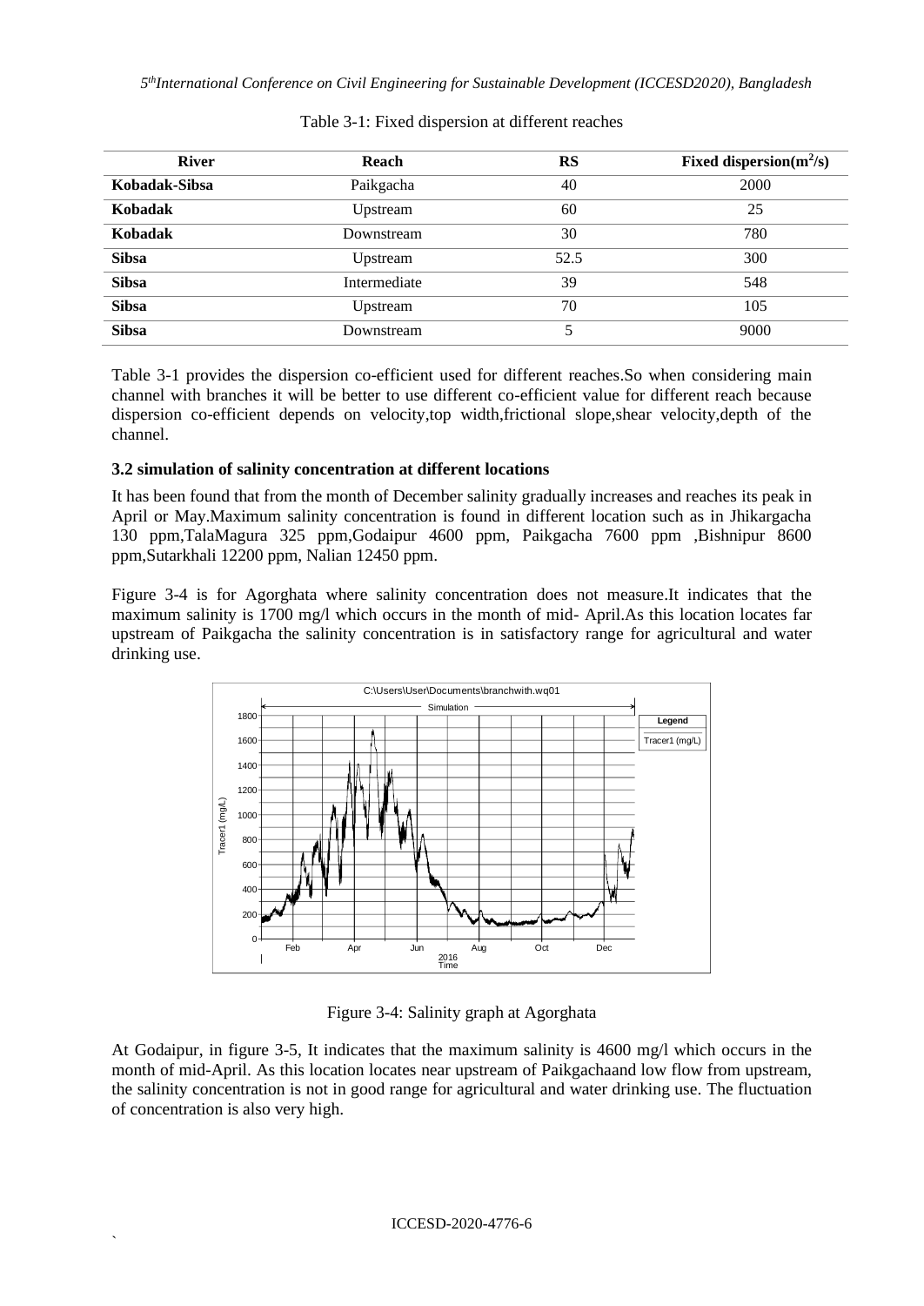Table 3-1: Fixed dispersion at different reaches

| River | Reach | RS | Fixed dispersion($m^2/s$) |
|---|---|---|---|
| **Kobadak-Sibsa** | Paikgacha | 40 | 2000 |
| **Kobadak** | Upstream | 60 | 25 |
| **Kobadak** | Downstream | 30 | 780 |
| **Sibsa** | Upstream | 52.5 | 300 |
| **Sibsa** | Intermediate | 39 | 548 |
| **Sibsa** | Upstream | 70 | 105 |
| **Sibsa** | Downstream | 5 | 9000 |

Table 3-1 provides the dispersion co-efficient used for different reaches.So when considering main channel with branches it will be better to use different co-efficient value for different reach because dispersion co-efficient depends on velocity,top width,frictional slope,shear velocity,depth of the channel.

### 3.2 simulation of salinity concentration at different locations

It has been found that from the month of December salinity gradually increases and reaches its peak in April or May.Maximum salinity concentration is found in different location such as in Jhikargacha 130 ppm,TalaMagura 325 ppm,Godaipur 4600 ppm, Paikgacha 7600 ppm ,Bishnipur 8600 ppm,Sutarkhali 12200 ppm, Nalian 12450 ppm.

Figure 3-4 is for Agorghata where salinity concentration does not measure.It indicates that the maximum salinity is 1700 mg/l which occurs in the month of mid- April.As this location locates far upstream of Paikgacha the salinity concentration is in satisfactory range for agricultural and water drinking use.

Figure 3-4: Salinity graph at Agorghata

At Godaipur, in figure 3-5, It indicates that the maximum salinity is 4600 mg/l which occurs in the month of mid-April. As this location locates near upstream of Paikgachaand low flow from upstream, the salinity concentration is not in good range for agricultural and water drinking use. The fluctuation of concentration is also very high.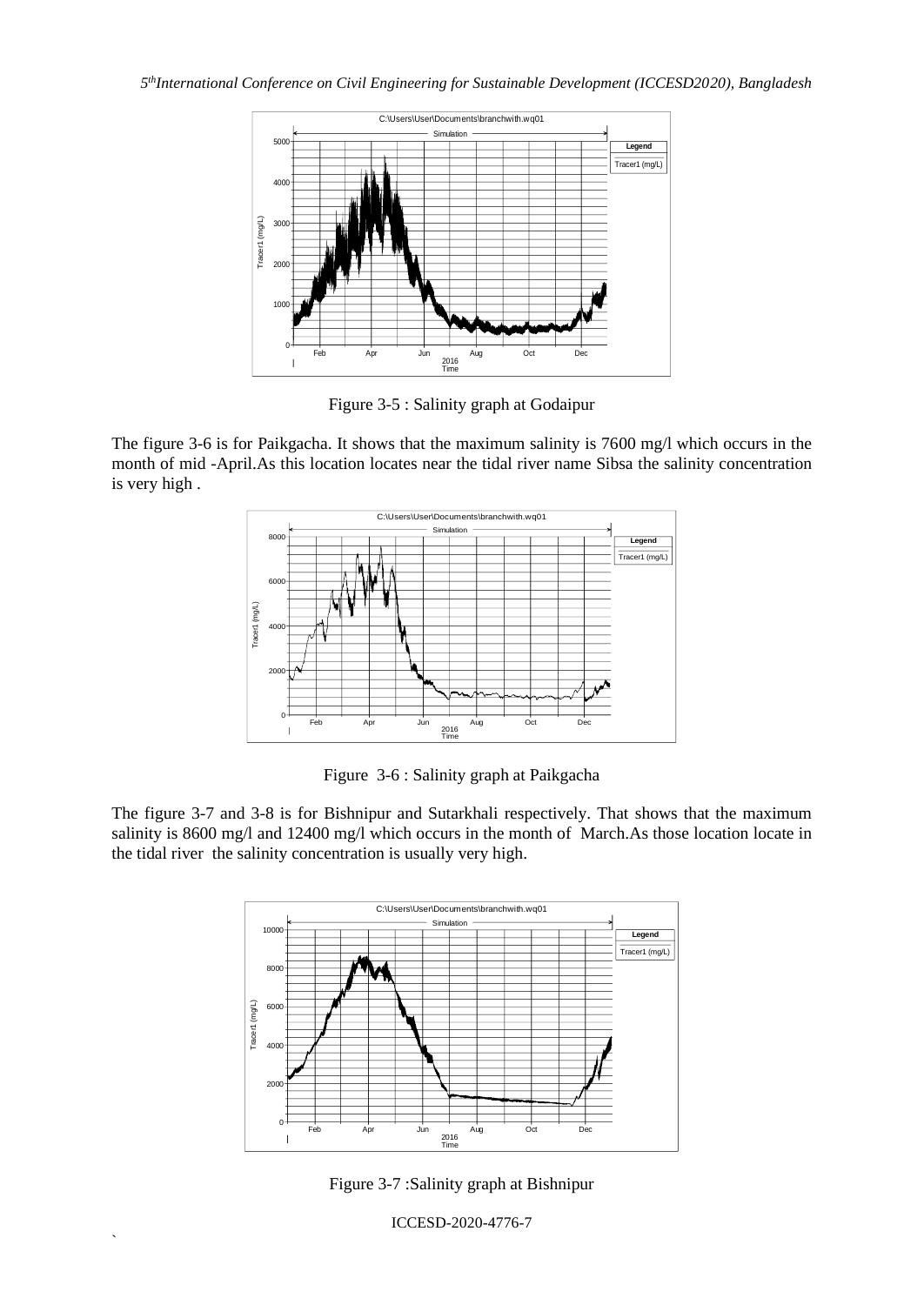Figure 3-5 : Salinity graph at Godaipur

The figure 3-6 is for Paikgacha. It shows that the maximum salinity is 7600 mg/l which occurs in the month of mid -April.As this location locates near the tidal river name Sibsa the salinity concentration is very high .

Figure 3-6 : Salinity graph at Paikgacha

The figure 3-7 and 3-8 is for Bishnipur and Sutarkhali respectively. That shows that the maximum salinity is 8600 mg/l and 12400 mg/l which occurs in the month of March.As those location locate in the tidal river the salinity concentration is usually very high.

Figure 3-7 :Salinity graph at Bishnipur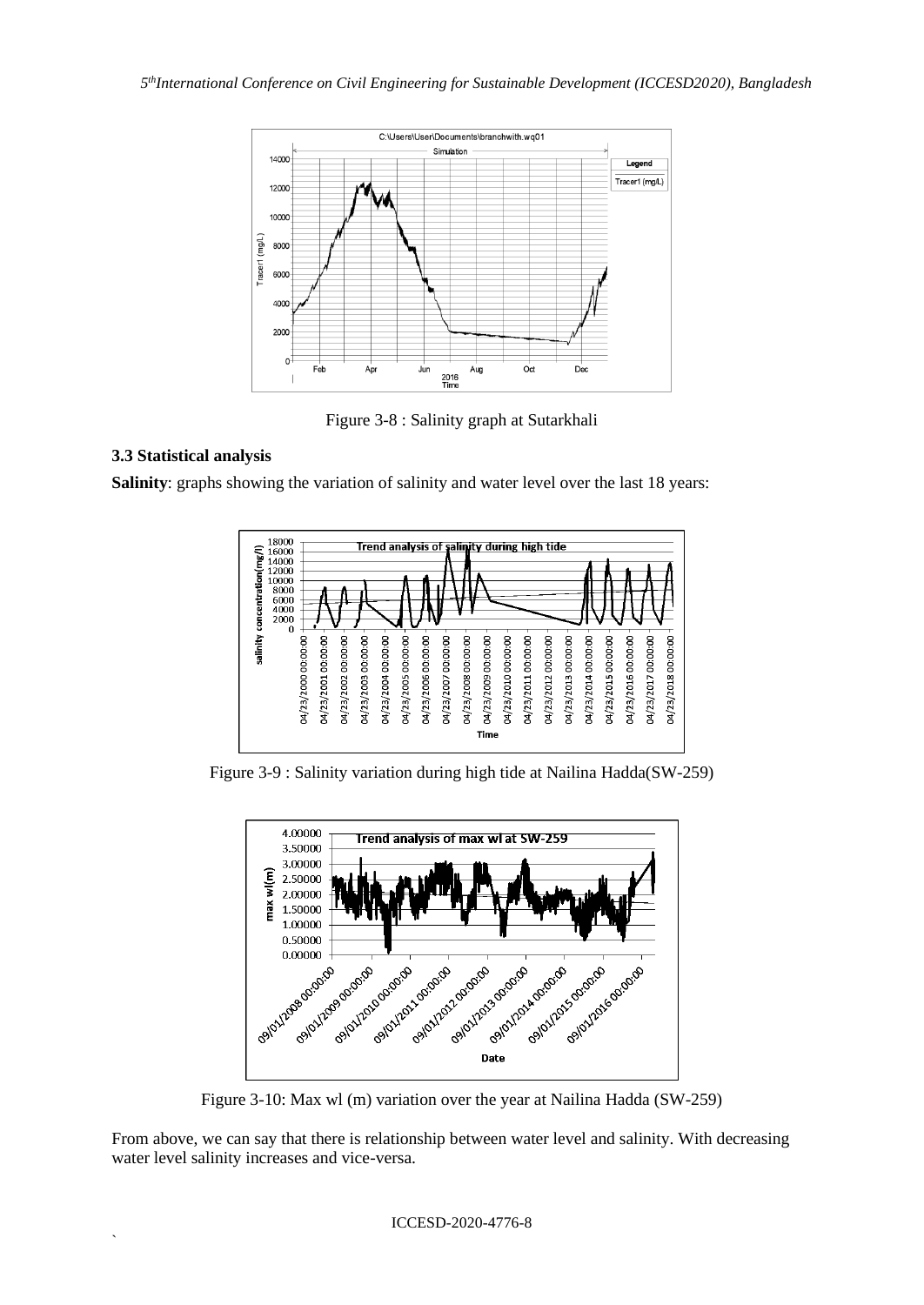Figure 3-8 : Salinity graph at Sutarkhali

### 3.3 Statistical analysis

**Salinity**: graphs showing the variation of salinity and water level over the last 18 years:

Figure 3-9 : Salinity variation during high tide at Nailina Hadda(SW-259)

Figure 3-10: Max wl (m) variation over the year at Nailina Hadda (SW-259)

From above, we can say that there is relationship between water level and salinity. With decreasing water level salinity increases and vice-versa.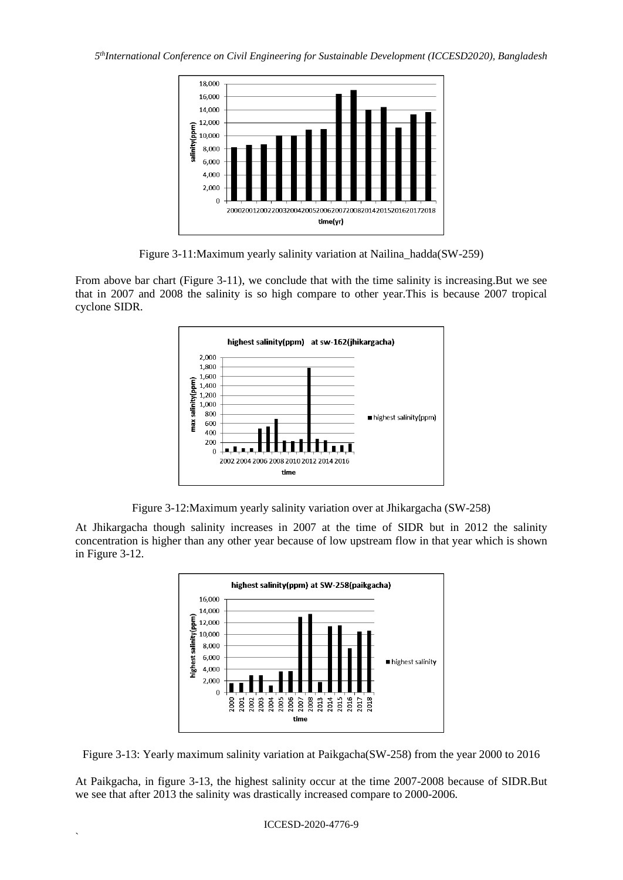Figure 3-11:Maximum yearly salinity variation at Nailina_hadda(SW-259)

From above bar chart (Figure 3-11), we conclude that with the time salinity is increasing.But we see that in 2007 and 2008 the salinity is so high compare to other year.This is because 2007 tropical cyclone SIDR.

Figure 3-12:Maximum yearly salinity variation over at Jhikargacha (SW-258)

At Jhikargacha though salinity increases in 2007 at the time of SIDR but in 2012 the salinity concentration is higher than any other year because of low upstream flow in that year which is shown in Figure 3-12.

Figure 3-13: Yearly maximum salinity variation at Paikgacha(SW-258) from the year 2000 to 2016

At Paikgacha, in figure 3-13, the highest salinity occur at the time 2007-2008 because of SIDR.But we see that after 2013 the salinity was drastically increased compare to 2000-2006.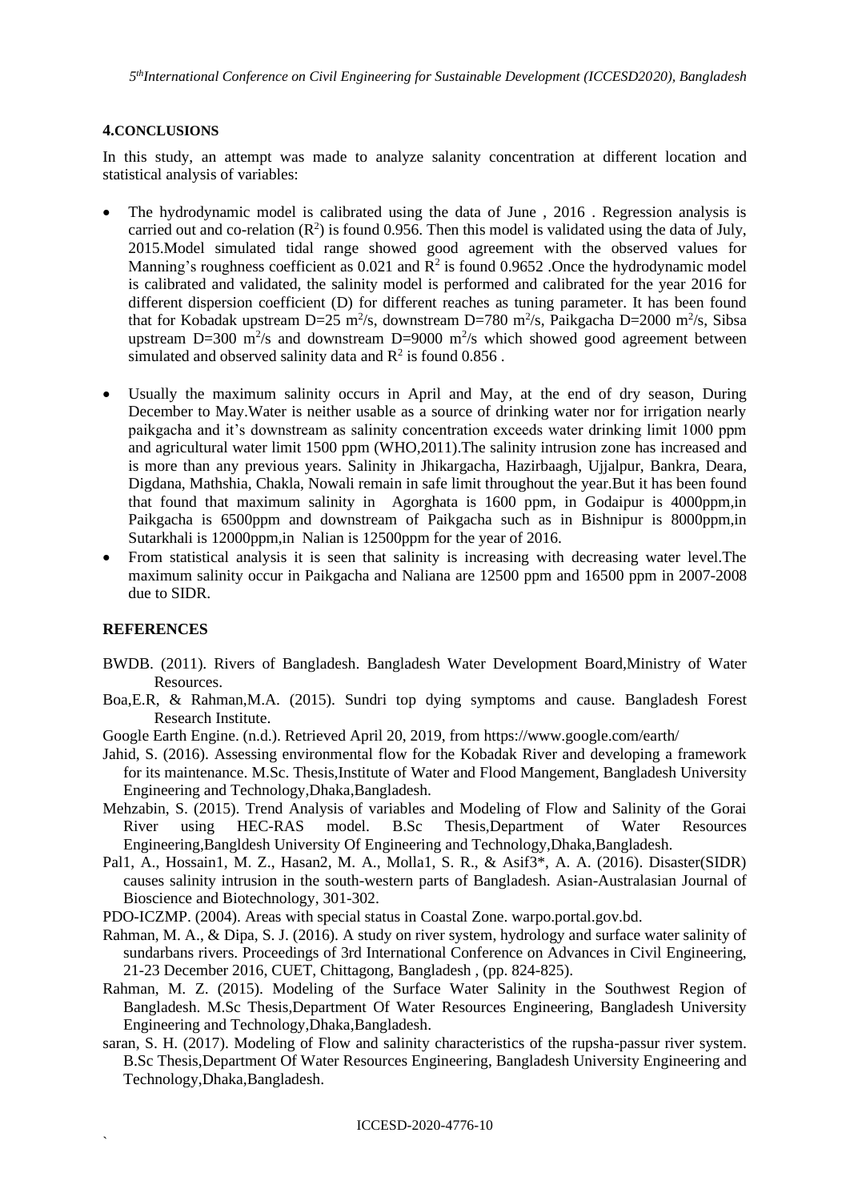## 4.CONCLUSIONS

In this study, an attempt was made to analyze salanity concentration at different location and statistical analysis of variables:

- The hydrodynamic model is calibrated using the data of June , 2016 . Regression analysis is carried out and co-relation ($R^2$) is found 0.956. Then this model is validated using the data of July, 2015.Model simulated tidal range showed good agreement with the observed values for Manning's roughness coefficient as 0.021 and $R^2$ is found 0.9652 .Once the hydrodynamic model is calibrated and validated, the salinity model is performed and calibrated for the year 2016 for different dispersion coefficient (D) for different reaches as tuning parameter. It has been found that for Kobadak upstream D=25 $m^2/s$, downstream D=780 $m^2/s$, Paikgacha D=2000 $m^2/s$, Sibsa upstream D=300 $m^2/s$ and downstream D=9000 $m^2/s$ which showed good agreement between simulated and observed salinity data and $R^2$ is found 0.856 .

- Usually the maximum salinity occurs in April and May, at the end of dry season, During December to May.Water is neither usable as a source of drinking water nor for irrigation nearly paikgacha and it's downstream as salinity concentration exceeds water drinking limit 1000 ppm and agricultural water limit 1500 ppm (WHO,2011).The salinity intrusion zone has increased and is more than any previous years. Salinity in Jhikargacha, Hazirbaagh, Ujjalpur, Bankra, Deara, Digdana, Mathshia, Chakla, Nowali remain in safe limit throughout the year.But it has been found that found that maximum salinity in Agorghata is 1600 ppm, in Godaipur is 4000ppm,in Paikgacha is 6500ppm and downstream of Paikgacha such as in Bishnipur is 8000ppm,in Sutarkhali is 12000ppm,in Nalian is 12500ppm for the year of 2016.
- From statistical analysis it is seen that salinity is increasing with decreasing water level.The maximum salinity occur in Paikgacha and Naliana are 12500 ppm and 16500 ppm in 2007-2008 due to SIDR.

## REFERENCES

BWDB. (2011). Rivers of Bangladesh. Bangladesh Water Development Board,Ministry of Water Resources.

Boa,E.R, & Rahman,M.A. (2015). Sundri top dying symptoms and cause. Bangladesh Forest Research Institute.

Google Earth Engine. (n.d.). Retrieved April 20, 2019, from https://www.google.com/earth/

Jahid, S. (2016). Assessing environmental flow for the Kobadak River and developing a framework for its maintenance. M.Sc. Thesis,Institute of Water and Flood Mangement, Bangladesh University Engineering and Technology,Dhaka,Bangladesh.

Mehzabin, S. (2015). Trend Analysis of variables and Modeling of Flow and Salinity of the Gorai River using HEC-RAS model. B.Sc Thesis,Department of Water Resources Engineering,Bangldesh University Of Engineering and Technology,Dhaka,Bangladesh.

Pal1, A., Hossain1, M. Z., Hasan2, M. A., Molla1, S. R., & Asif3*, A. A. (2016). Disaster(SIDR) causes salinity intrusion in the south-western parts of Bangladesh. Asian-Australasian Journal of Bioscience and Biotechnology, 301-302.

PDO-ICZMP. (2004). Areas with special status in Coastal Zone. warpo.portal.gov.bd.

Rahman, M. A., & Dipa, S. J. (2016). A study on river system, hydrology and surface water salinity of sundarbans rivers. Proceedings of 3rd International Conference on Advances in Civil Engineering, 21-23 December 2016, CUET, Chittagong, Bangladesh , (pp. 824-825).

Rahman, M. Z. (2015). Modeling of the Surface Water Salinity in the Southwest Region of Bangladesh. M.Sc Thesis,Department Of Water Resources Engineering, Bangladesh University Engineering and Technology,Dhaka,Bangladesh.

saran, S. H. (2017). Modeling of Flow and salinity characteristics of the rupsha-passur river system. B.Sc Thesis,Department Of Water Resources Engineering, Bangladesh University Engineering and Technology,Dhaka,Bangladesh.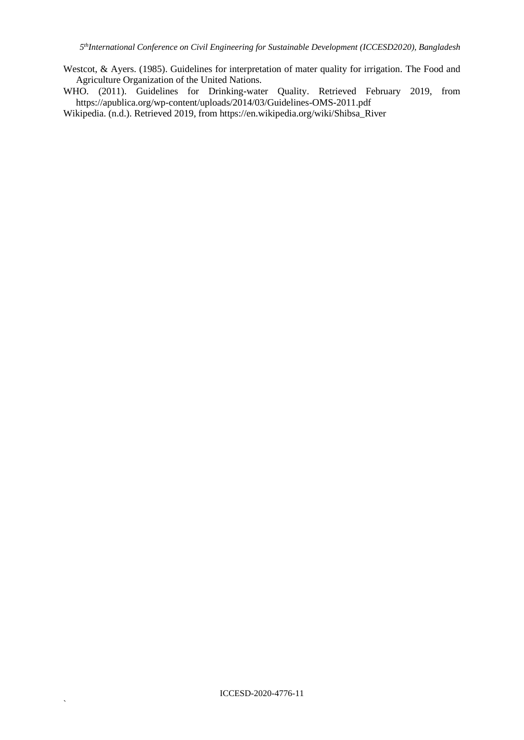Westcot, & Ayers. (1985). Guidelines for interpretation of mater quality for irrigation. The Food and Agriculture Organization of the United Nations.

WHO. (2011). Guidelines for Drinking-water Quality. Retrieved February 2019, from https://apublica.org/wp-content/uploads/2014/03/Guidelines-OMS-2011.pdf

Wikipedia. (n.d.). Retrieved 2019, from https://en.wikipedia.org/wiki/Shibsa_River